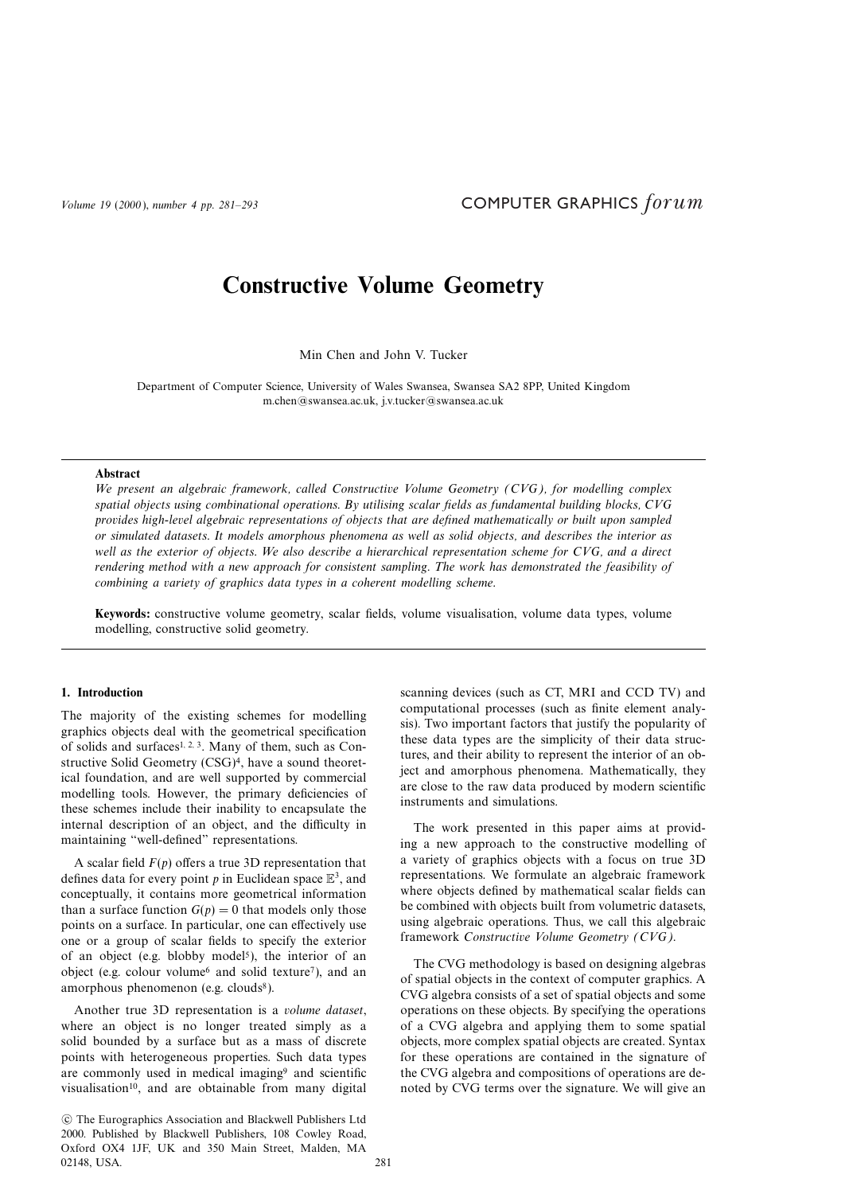# Constructive Volume Geometry

Min Chen and John V. Tucker

Department of Computer Science, University of Wales Swansea, Swansea SA2 8PP, United Kingdom
m.chen@swansea.ac.uk, j.v.tucker@swansea.ac.uk

## Abstract

*We present an algebraic framework, called Constructive Volume Geometry (CVG), for modelling complex spatial objects using combinational operations. By utilising scalar fields as fundamental building blocks, CVG provides high-level algebraic representations of objects that are defined mathematically or built upon sampled or simulated datasets. It models amorphous phenomena as well as solid objects, and describes the interior as well as the exterior of objects. We also describe a hierarchical representation scheme for CVG, and a direct rendering method with a new approach for consistent sampling. The work has demonstrated the feasibility of combining a variety of graphics data types in a coherent modelling scheme.*

**Keywords:** constructive volume geometry, scalar fields, volume visualisation, volume data types, volume modelling, constructive solid geometry.

## 1. Introduction

The majority of the existing schemes for modelling graphics objects deal with the geometrical specification of solids and surfaces[1, 2, 3]. Many of them, such as Constructive Solid Geometry (CSG)[4], have a sound theoretical foundation, and are well supported by commercial modelling tools. However, the primary deficiencies of these schemes include their inability to encapsulate the internal description of an object, and the difficulty in maintaining "well-defined" representations.

A scalar field $F(p)$ offers a true 3D representation that defines data for every point $p$ in Euclidean space $\mathbb{E}^3$, and conceptually, it contains more geometrical information than a surface function $G(p) = 0$ that models only those points on a surface. In particular, one can effectively use one or a group of scalar fields to specify the exterior of an object (e.g. blobby model[5]), the interior of an object (e.g. colour volume[6] and solid texture[7]), and an amorphous phenomenon (e.g. clouds[8]).

Another true 3D representation is a *volume dataset*, where an object is no longer treated simply as a solid bounded by a surface but as a mass of discrete points with heterogeneous properties. Such data types are commonly used in medical imaging[9] and scientific visualisation[10], and are obtainable from many digital scanning devices (such as CT, MRI and CCD TV) and computational processes (such as finite element analysis). Two important factors that justify the popularity of these data types are the simplicity of their data structures, and their ability to represent the interior of an object and amorphous phenomena. Mathematically, they are close to the raw data produced by modern scientific instruments and simulations.

The work presented in this paper aims at providing a new approach to the constructive modelling of a variety of graphics objects with a focus on true 3D representations. We formulate an algebraic framework where objects defined by mathematical scalar fields can be combined with objects built from volumetric datasets, using algebraic operations. Thus, we call this algebraic framework *Constructive Volume Geometry (CVG)*.

The CVG methodology is based on designing algebras of spatial objects in the context of computer graphics. A CVG algebra consists of a set of spatial objects and some operations on these objects. By specifying the operations of a CVG algebra and applying them to some spatial objects, more complex spatial objects are created. Syntax for these operations are contained in the signature of the CVG algebra and compositions of operations are denoted by CVG terms over the signature. We will give an

© The Eurographics Association and Blackwell Publishers Ltd 2000. Published by Blackwell Publishers, 108 Cowley Road, Oxford OX4 1JF, UK and 350 Main Street, Malden, MA 02148, USA.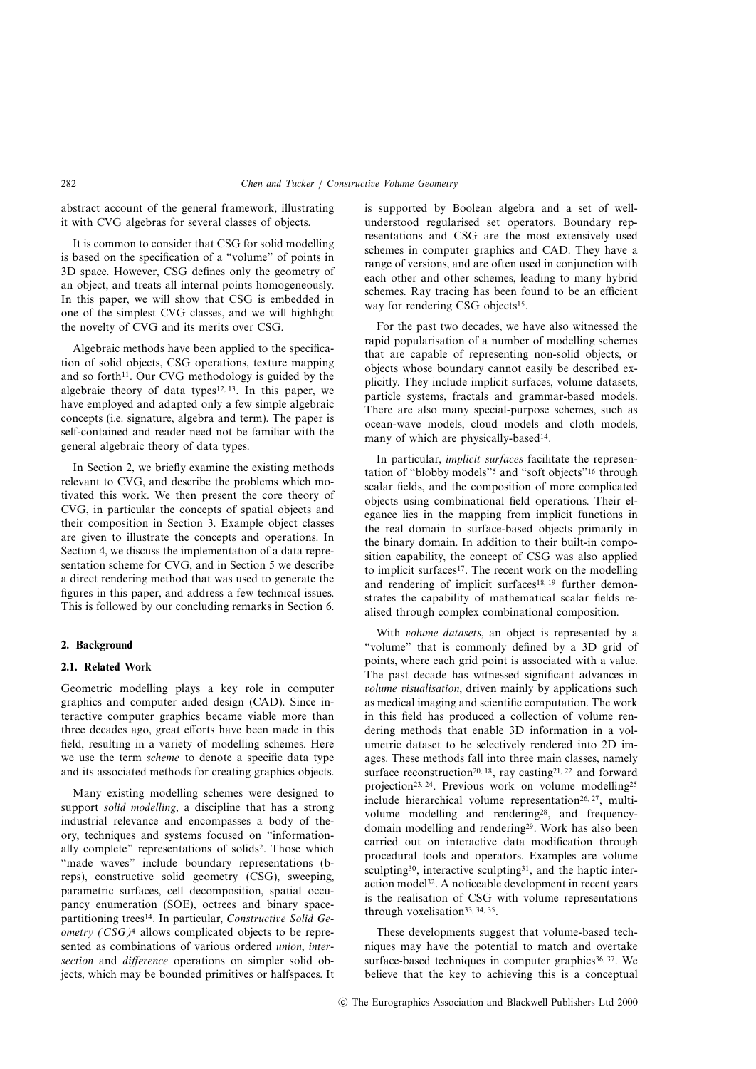abstract account of the general framework, illustrating it with CVG algebras for several classes of objects.

It is common to consider that CSG for solid modelling is based on the specification of a "volume" of points in 3D space. However, CSG defines only the geometry of an object, and treats all internal points homogeneously. In this paper, we will show that CSG is embedded in one of the simplest CVG classes, and we will highlight the novelty of CVG and its merits over CSG.

Algebraic methods have been applied to the specification of solid objects, CSG operations, texture mapping and so forth[11]. Our CVG methodology is guided by the algebraic theory of data types[12, 13]. In this paper, we have employed and adapted only a few simple algebraic concepts (i.e. signature, algebra and term). The paper is self-contained and reader need not be familiar with the general algebraic theory of data types.

In Section 2, we briefly examine the existing methods relevant to CVG, and describe the problems which motivated this work. We then present the core theory of CVG, in particular the concepts of spatial objects and their composition in Section 3. Example object classes are given to illustrate the concepts and operations. In Section 4, we discuss the implementation of a data representation scheme for CVG, and in Section 5 we describe a direct rendering method that was used to generate the figures in this paper, and address a few technical issues. This is followed by our concluding remarks in Section 6.

## 2. Background

### 2.1. Related Work

Geometric modelling plays a key role in computer graphics and computer aided design (CAD). Since interactive computer graphics became viable more than three decades ago, great efforts have been made in this field, resulting in a variety of modelling schemes. Here we use the term *scheme* to denote a specific data type and its associated methods for creating graphics objects.

Many existing modelling schemes were designed to support *solid modelling*, a discipline that has a strong industrial relevance and encompasses a body of theory, techniques and systems focused on "informationally complete" representations of solids[2]. Those which "made waves" include boundary representations (b-reps), constructive solid geometry (CSG), sweeping, parametric surfaces, cell decomposition, spatial occupancy enumeration (SOE), octrees and binary space-partitioning trees[14]. In particular, *Constructive Solid Geometry (CSG)*[4] allows complicated objects to be represented as combinations of various ordered *union*, *intersection* and *difference* operations on simpler solid objects, which may be bounded primitives or halfspaces. It is supported by Boolean algebra and a set of well-understood regularised set operators. Boundary representations and CSG are the most extensively used schemes in computer graphics and CAD. They have a range of versions, and are often used in conjunction with each other and other schemes, leading to many hybrid schemes. Ray tracing has been found to be an efficient way for rendering CSG objects[15].

For the past two decades, we have also witnessed the rapid popularisation of a number of modelling schemes that are capable of representing non-solid objects, or objects whose boundary cannot easily be described explicitly. They include implicit surfaces, volume datasets, particle systems, fractals and grammar-based models. There are also many special-purpose schemes, such as ocean-wave models, cloud models and cloth models, many of which are physically-based[14].

In particular, *implicit surfaces* facilitate the representation of "blobby models"[5] and "soft objects"[16] through scalar fields, and the composition of more complicated objects using combinational field operations. Their elegance lies in the mapping from implicit functions in the real domain to surface-based objects primarily in the binary domain. In addition to their built-in composition capability, the concept of CSG was also applied to implicit surfaces[17]. The recent work on the modelling and rendering of implicit surfaces[18, 19] further demonstrates the capability of mathematical scalar fields realised through complex combinational composition.

With *volume datasets*, an object is represented by a "volume" that is commonly defined by a 3D grid of points, where each grid point is associated with a value. The past decade has witnessed significant advances in *volume visualisation*, driven mainly by applications such as medical imaging and scientific computation. The work in this field has produced a collection of volume rendering methods that enable 3D information in a volumetric dataset to be selectively rendered into 2D images. These methods fall into three main classes, namely surface reconstruction[20, 18], ray casting[21, 22] and forward projection[23, 24]. Previous work on volume modelling[25] include hierarchical volume representation[26, 27], multi-volume modelling and rendering[28], and frequency-domain modelling and rendering[29]. Work has also been carried out on interactive data modification through procedural tools and operators. Examples are volume sculpting[30], interactive sculpting[31], and the haptic interaction model[32]. A noticeable development in recent years is the realisation of CSG with volume representations through voxelisation[33, 34, 35].

These developments suggest that volume-based techniques may have the potential to match and overtake surface-based techniques in computer graphics[36, 37]. We believe that the key to achieving this is a conceptual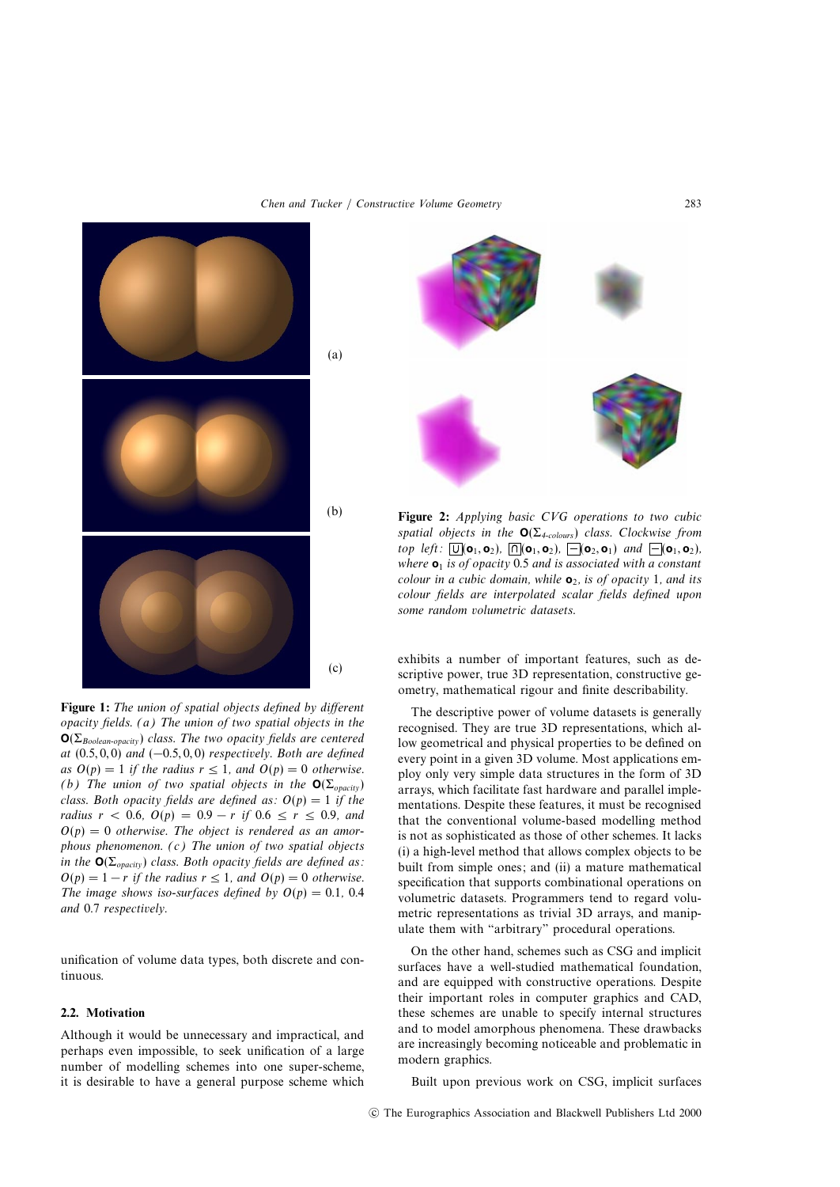**Figure 1:** *The union of spatial objects defined by different opacity fields. (a) The union of two spatial objects in the* $\mathbf{O}(\Sigma_{Boolean\text{-}opacity})$ *class. The two opacity fields are centered at* $(0.5, 0, 0)$ *and* $(-0.5, 0, 0)$ *respectively. Both are defined as* $O(p) = 1$ *if the radius* $r \leq 1$*, and* $O(p) = 0$ *otherwise. (b) The union of two spatial objects in the* $\mathbf{O}(\Sigma_{opacity})$ *class. Both opacity fields are defined as:* $O(p) = 1$ *if the radius* $r < 0.6$, $O(p) = 0.9 - r$ *if* $0.6 \leq r \leq 0.9$*, and* $O(p) = 0$ *otherwise. The object is rendered as an amorphous phenomenon. (c) The union of two spatial objects in the* $\mathbf{O}(\Sigma_{opacity})$ *class. Both opacity fields are defined as:* $O(p) = 1 - r$ *if the radius* $r \leq 1$*, and* $O(p) = 0$ *otherwise. The image shows iso-surfaces defined by* $O(p) = 0.1$*,* $0.4$ *and* $0.7$ *respectively.*

unification of volume data types, both discrete and continuous.

### 2.2. Motivation

Although it would be unnecessary and impractical, and perhaps even impossible, to seek unification of a large number of modelling schemes into one super-scheme, it is desirable to have a general purpose scheme which exhibits a number of important features, such as descriptive power, true 3D representation, constructive geometry, mathematical rigour and finite describability.

**Figure 2:** *Applying basic CVG operations to two cubic spatial objects in the* $\mathbf{O}(\Sigma_{4\text{-}colours})$ *class. Clockwise from top left:* $\boxed{\cup}(\mathbf{o}_1, \mathbf{o}_2)$, $\boxed{\cap}(\mathbf{o}_1, \mathbf{o}_2)$, $\boxed{-}(\mathbf{o}_2, \mathbf{o}_1)$ *and* $\boxed{-}(\mathbf{o}_1, \mathbf{o}_2)$*, where* $\mathbf{o}_1$ *is of opacity* $0.5$ *and is associated with a constant colour in a cubic domain, while* $\mathbf{o}_2$*, is of opacity* $1$*, and its colour fields are interpolated scalar fields defined upon some random volumetric datasets.*

The descriptive power of volume datasets is generally recognised. They are true 3D representations, which allow geometrical and physical properties to be defined on every point in a given 3D volume. Most applications employ only very simple data structures in the form of 3D arrays, which facilitate fast hardware and parallel implementations. Despite these features, it must be recognised that the conventional volume-based modelling method is not as sophisticated as those of other schemes. It lacks (i) a high-level method that allows complex objects to be built from simple ones; and (ii) a mature mathematical specification that supports combinational operations on volumetric datasets. Programmers tend to regard volumetric representations as trivial 3D arrays, and manipulate them with "arbitrary" procedural operations.

On the other hand, schemes such as CSG and implicit surfaces have a well-studied mathematical foundation, and are equipped with constructive operations. Despite their important roles in computer graphics and CAD, these schemes are unable to specify internal structures and to model amorphous phenomena. These drawbacks are increasingly becoming noticeable and problematic in modern graphics.

Built upon previous work on CSG, implicit surfaces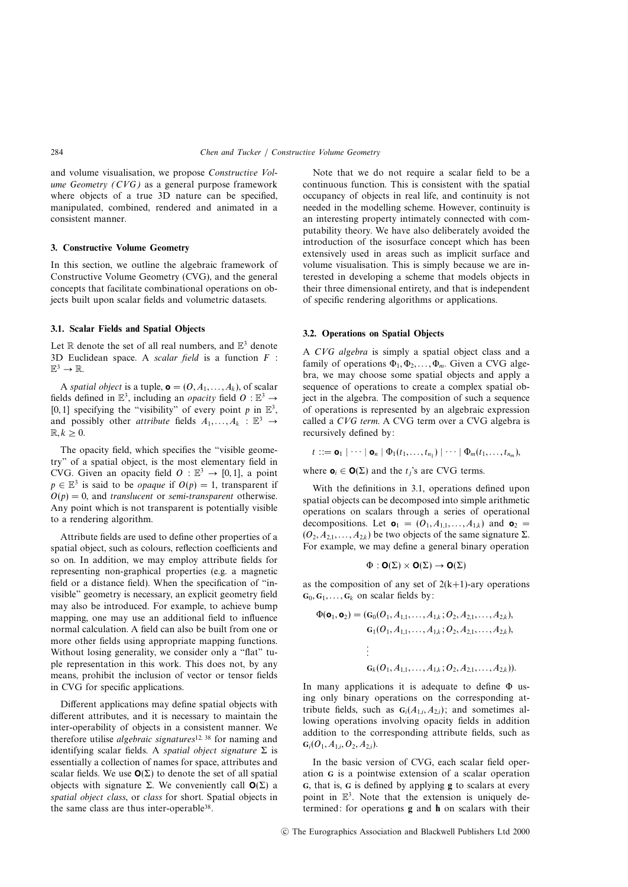and volume visualisation, we propose *Constructive Volume Geometry (CVG)* as a general purpose framework where objects of a true 3D nature can be specified, manipulated, combined, rendered and animated in a consistent manner.

## 3. Constructive Volume Geometry

In this section, we outline the algebraic framework of Constructive Volume Geometry (CVG), and the general concepts that facilitate combinational operations on objects built upon scalar fields and volumetric datasets.

### 3.1. Scalar Fields and Spatial Objects

Let $\mathbb{R}$ denote the set of all real numbers, and $\mathbb{E}^3$ denote 3D Euclidean space. A *scalar field* is a function $F : \mathbb{E}^3 \to \mathbb{R}$.

A *spatial object* is a tuple, $\mathbf{o} = (O, A_1, \ldots, A_k)$, of scalar fields defined in $\mathbb{E}^3$, including an *opacity* field $O : \mathbb{E}^3 \to [0, 1]$ specifying the "visibility" of every point $p$ in $\mathbb{E}^3$, and possibly other *attribute* fields $A_1, \ldots, A_k : \mathbb{E}^3 \to \mathbb{R}, k \geq 0$.

The opacity field, which specifies the "visible geometry" of a spatial object, is the most elementary field in CVG. Given an opacity field $O : \mathbb{E}^3 \to [0, 1]$, a point $p \in \mathbb{E}^3$ is said to be *opaque* if $O(p) = 1$, transparent if $O(p) = 0$, and *translucent* or *semi-transparent* otherwise. Any point which is not transparent is potentially visible to a rendering algorithm.

Attribute fields are used to define other properties of a spatial object, such as colours, reflection coefficients and so on. In addition, we may employ attribute fields for representing non-graphical properties (e.g. a magnetic field or a distance field). When the specification of "invisible" geometry is necessary, an explicit geometry field may also be introduced. For example, to achieve bump mapping, one may use an additional field to influence normal calculation. A field can also be built from one or more other fields using appropriate mapping functions. Without losing generality, we consider only a "flat" tuple representation in this work. This does not, by any means, prohibit the inclusion of vector or tensor fields in CVG for specific applications.

Different applications may define spatial objects with different attributes, and it is necessary to maintain the inter-operability of objects in a consistent manner. We therefore utilise *algebraic signatures*[12, 38] for naming and identifying scalar fields. A *spatial object signature* $\Sigma$ is essentially a collection of names for space, attributes and scalar fields. We use $\mathbf{O}(\Sigma)$ to denote the set of all spatial objects with signature $\Sigma$. We conveniently call $\mathbf{O}(\Sigma)$ a *spatial object class*, or *class* for short. Spatial objects in the same class are thus inter-operable[38].

Note that we do not require a scalar field to be a continuous function. This is consistent with the spatial occupancy of objects in real life, and continuity is not needed in the modelling scheme. However, continuity is an interesting property intimately connected with computability theory. We have also deliberately avoided the introduction of the isosurface concept which has been extensively used in areas such as implicit surface and volume visualisation. This is simply because we are interested in developing a scheme that models objects in their three dimensional entirety, and that is independent of specific rendering algorithms or applications.

### 3.2. Operations on Spatial Objects

A *CVG algebra* is simply a spatial object class and a family of operations $\Phi_1, \Phi_2, \ldots, \Phi_m$. Given a CVG algebra, we may choose some spatial objects and apply a sequence of operations to create a complex spatial object in the algebra. The composition of such a sequence of operations is represented by an algebraic expression called a *CVG term*. A CVG term over a CVG algebra is recursively defined by:

$$t ::= \mathbf{o}_1 \mid \cdots \mid \mathbf{o}_n \mid \Phi_1(t_1, \ldots, t_{n_1}) \mid \cdots \mid \Phi_m(t_1, \ldots, t_{n_m}),$$

where $\mathbf{o}_i \in \mathbf{O}(\Sigma)$ and the $t_j$'s are CVG terms.

With the definitions in 3.1, operations defined upon spatial objects can be decomposed into simple arithmetic operations on scalars through a series of operational decompositions. Let $\mathbf{o}_1 = (O_1, A_{1,1}, \ldots, A_{1,k})$ and $\mathbf{o}_2 = (O_2, A_{2,1}, \ldots, A_{2,k})$ be two objects of the same signature $\Sigma$. For example, we may define a general binary operation

$$\Phi : \mathbf{O}(\Sigma) \times \mathbf{O}(\Sigma) \to \mathbf{O}(\Sigma)$$

as the composition of any set of $2(k+1)$-ary operations $\mathbf{G}_0, \mathbf{G}_1, \ldots, \mathbf{G}_k$ on scalar fields by:

$$\begin{aligned}
\Phi(\mathbf{o}_1, \mathbf{o}_2) = (&\mathbf{G}_0(O_1, A_{1,1}, \ldots, A_{1,k}; O_2, A_{2,1}, \ldots, A_{2,k}), \\
&\mathbf{G}_1(O_1, A_{1,1}, \ldots, A_{1,k}; O_2, A_{2,1}, \ldots, A_{2,k}), \\
&\vdots \\
&\mathbf{G}_k(O_1, A_{1,1}, \ldots, A_{1,k}; O_2, A_{2,1}, \ldots, A_{2,k})).
\end{aligned}$$

In many applications it is adequate to define $\Phi$ using only binary operations on the corresponding attribute fields, such as $\mathbf{G}_i(A_{1,i}, A_{2,i})$; and sometimes allowing operations involving opacity fields in addition addition to the corresponding attribute fields, such as $\mathbf{G}_i(O_1, A_{1,i}, O_2, A_{2,i})$.

In the basic version of CVG, each scalar field operation $\mathbf{G}$ is a pointwise extension of a scalar operation $\mathbf{g}$, that is, $\mathbf{G}$ is defined by applying $\mathbf{g}$ to scalars at every point in $\mathbb{E}^3$. Note that the extension is uniquely determined: for operations $\mathbf{g}$ and $\mathbf{h}$ on scalars with their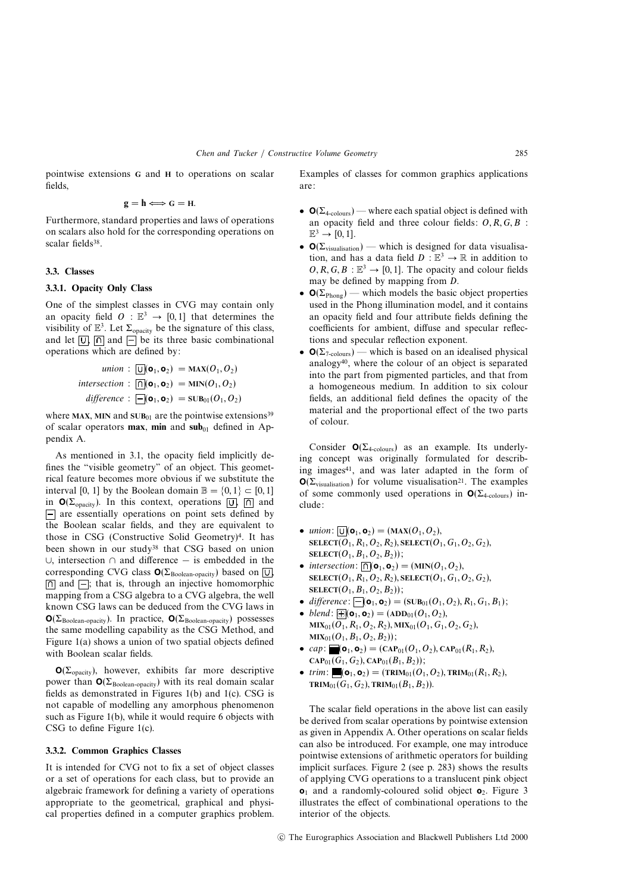pointwise extensions **G** and **H** to operations on scalar fields,

$$\mathbf{g} = \mathbf{h} \iff \mathbf{G} = \mathbf{H}.$$

Furthermore, standard properties and laws of operations on scalars also hold for the corresponding operations on scalar fields[38].

### 3.3. Classes

#### 3.3.1. Opacity Only Class

One of the simplest classes in CVG may contain only an opacity field $O : \mathbb{E}^3 \to [0,1]$ that determines the visibility of $\mathbb{E}^3$. Let $\Sigma_{\text{opacity}}$ be the signature of this class, and let $\boxed{\cup}$, $\boxed{\cap}$ and $\boxed{-}$ be its three basic combinational operations which are defined by:

$$
\begin{aligned}
\textit{union}: \ \boxed{\cup}(\mathbf{o}_1, \mathbf{o}_2) &= \mathbf{MAX}(O_1, O_2)\\
\textit{intersection}: \ \boxed{\cap}(\mathbf{o}_1, \mathbf{o}_2) &= \mathbf{MIN}(O_1, O_2)\\
\textit{difference}: \ \boxed{-}(\mathbf{o}_1, \mathbf{o}_2) &= \mathbf{SUB}_{01}(O_1, O_2)
\end{aligned}
$$

where $\mathbf{MAX}$, $\mathbf{MIN}$ and $\mathbf{SUB}_{01}$ are the pointwise extensions[39] of scalar operators **max**, **min** and $\mathbf{sub}_{01}$ defined in Appendix A.

As mentioned in 3.1, the opacity field implicitly defines the "visible geometry" of an object. This geometrical feature becomes more obvious if we substitute the interval [0, 1] by the Boolean domain $\mathbb{B} = \{0, 1\} \subset [0, 1]$ in $\mathbf{O}(\Sigma_{\text{opacity}})$. In this context, operations $\boxed{\cup}$, $\boxed{\cap}$ and $\boxed{-}$ are essentially operations on point sets defined by the Boolean scalar fields, and they are equivalent to those in CSG (Constructive Solid Geometry)[4]. It has been shown in our study[38] that CSG based on union $\cup$, intersection $\cap$ and difference $-$ is embedded in the corresponding CVG class $\mathbf{O}(\Sigma_{\text{Boolean-opacity}})$ based on $\boxed{\cup}$, $\boxed{\cap}$ and $\boxed{-}$; that is, through an injective homomorphic mapping from a CSG algebra to a CVG algebra, the well known CSG laws can be deduced from the CVG laws in $\mathbf{O}(\Sigma_{\text{Boolean-opacity}})$. In practice, $\mathbf{O}(\Sigma_{\text{Boolean-opacity}})$ possesses the same modelling capability as the CSG Method, and Figure 1(a) shows a union of two spatial objects defined with Boolean scalar fields.

$\mathbf{O}(\Sigma_{\text{opacity}})$, however, exhibits far more descriptive power than $\mathbf{O}(\Sigma_{\text{Boolean-opacity}})$ with its real domain scalar fields as demonstrated in Figures 1(b) and 1(c). CSG is not capable of modelling any amorphous phenomenon such as Figure 1(b), while it would require 6 objects with CSG to define Figure 1(c).

#### 3.3.2. Common Graphics Classes

It is intended for CVG not to fix a set of object classes or a set of operations for each class, but to provide an algebraic framework for defining a variety of operations appropriate to the geometrical, graphical and physical properties defined in a computer graphics problem. Examples of classes for common graphics applications are:

- $\mathbf{O}(\Sigma_{\text{4-colours}})$ — where each spatial object is defined with an opacity field and three colour fields: $O, R, G, B : \mathbb{E}^3 \to [0, 1]$.
- $\mathbf{O}(\Sigma_{\text{visualisation}})$ — which is designed for data visualisation, and has a data field $D : \mathbb{E}^3 \to \mathbb{R}$ in addition to $O, R, G, B : \mathbb{E}^3 \to [0, 1]$. The opacity and colour fields may be defined by mapping from $D$.
- $\mathbf{O}(\Sigma_{\text{Phong}})$ — which models the basic object properties used in the Phong illumination model, and it contains an opacity field and four attribute fields defining the coefficients for ambient, diffuse and specular reflections and specular reflection exponent.
- $\mathbf{O}(\Sigma_{\text{7-colours}})$ — which is based on an idealised physical analogy[40], where the colour of an object is separated into the part from pigmented particles, and that from a homogeneous medium. In addition to six colour fields, an additional field defines the opacity of the material and the proportional effect of the two parts of colour.

Consider $\mathbf{O}(\Sigma_{\text{4-colours}})$ as an example. Its underlying concept was originally formulated for describing images[41], and was later adapted in the form of $\mathbf{O}(\Sigma_{\text{visualisation}})$ for volume visualisation[21]. The examples of some commonly used operations in $\mathbf{O}(\Sigma_{\text{4-colours}})$ include:

- *union*: $\boxed{\cup}(\mathbf{o}_1, \mathbf{o}_2) = (\mathbf{MAX}(O_1, O_2), \mathbf{SELECT}(O_1, R_1, O_2, R_2), \mathbf{SELECT}(O_1, G_1, O_2, G_2), \mathbf{SELECT}(O_1, B_1, O_2, B_2))$;
- *intersection*: $\boxed{\cap}(\mathbf{o}_1, \mathbf{o}_2) = (\mathbf{MIN}(O_1, O_2), \mathbf{SELECT}(O_1, R_1, O_2, R_2), \mathbf{SELECT}(O_1, G_1, O_2, G_2), \mathbf{SELECT}(O_1, B_1, O_2, B_2))$;
- *difference*: $\boxed{-}(\mathbf{o}_1, \mathbf{o}_2) = (\mathbf{SUB}_{01}(O_1, O_2), R_1, G_1, B_1)$;
- *blend*: $\boxed{+}(\mathbf{o}_1, \mathbf{o}_2) = (\mathbf{ADD}_{01}(O_1, O_2), \mathbf{MIX}_{01}(O_1, R_1, O_2, R_2), \mathbf{MIX}_{01}(O_1, G_1, O_2, G_2), \mathbf{MIX}_{01}(O_1, B_1, O_2, B_2))$;
- *cap*: $\blacksquare(\mathbf{o}_1, \mathbf{o}_2) = (\mathbf{CAP}_{01}(O_1, O_2), \mathbf{CAP}_{01}(R_1, R_2), \mathbf{CAP}_{01}(G_1, G_2), \mathbf{CAP}_{01}(B_1, B_2))$;
- *trim*: $\blacksquare(\mathbf{o}_1, \mathbf{o}_2) = (\mathbf{TRIM}_{01}(O_1, O_2), \mathbf{TRIM}_{01}(R_1, R_2), \mathbf{TRIM}_{01}(G_1, G_2), \mathbf{TRIM}_{01}(B_1, B_2))$.

The scalar field operations in the above list can easily be derived from scalar operations by pointwise extension as given in Appendix A. Other operations on scalar fields can also be introduced. For example, one may introduce pointwise extensions of arithmetic operators for building implicit surfaces. Figure 2 (see p. 283) shows the results of applying CVG operations to a translucent pink object $\mathbf{o}_1$ and a randomly-coloured solid object $\mathbf{o}_2$. Figure 3 illustrates the effect of combinational operations to the interior of the objects.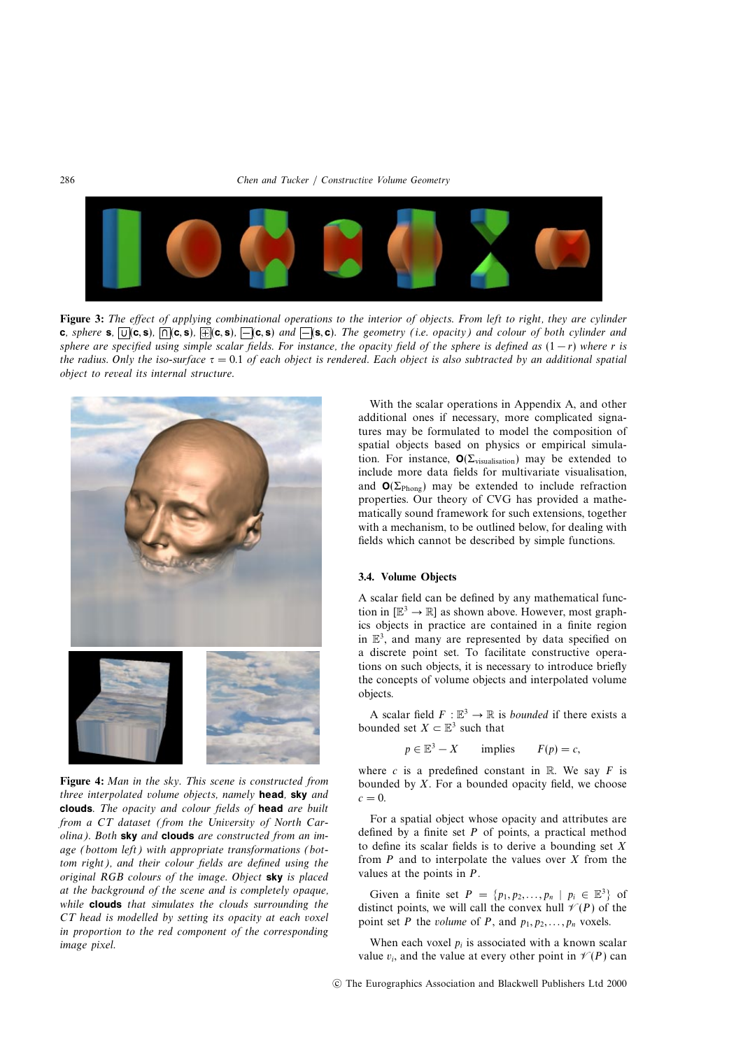**Figure 3:** *The effect of applying combinational operations to the interior of objects. From left to right, they are cylinder* **c**, *sphere* **s**, $\boxed{\cup}$(**c**, **s**), $\boxed{\cap}$(**c**, **s**), $\boxed{+}$(**c**, **s**), $\boxed{-}$(**c**, **s**) *and* $\boxed{-}$(**s**, **c**). *The geometry (i.e. opacity) and colour of both cylinder and sphere are specified using simple scalar fields. For instance, the opacity field of the sphere is defined as* $(1 - r)$ *where* $r$ *is the radius. Only the iso-surface* $\tau = 0.1$ *of each object is rendered. Each object is also subtracted by an additional spatial object to reveal its internal structure.*

**Figure 4:** *Man in the sky. This scene is constructed from three interpolated volume objects, namely* **head**, **sky** *and* **clouds**. *The opacity and colour fields of* **head** *are built from a CT dataset (from the University of North Carolina). Both* **sky** *and* **clouds** *are constructed from an image (bottom left) with appropriate transformations (bottom right), and their colour fields are defined using the original RGB colours of the image. Object* **sky** *is placed at the background of the scene and is completely opaque, while* **clouds** *that simulates the clouds surrounding the CT head is modelled by setting its opacity at each voxel in proportion to the red component of the corresponding image pixel.*

With the scalar operations in Appendix A, and other additional ones if necessary, more complicated signatures may be formulated to model the composition of spatial objects based on physics or empirical simulation. For instance, $\mathbf{O}(\Sigma_{\text{visualisation}})$ may be extended to include more data fields for multivariate visualisation, and $\mathbf{O}(\Sigma_{\text{Phong}})$ may be extended to include refraction properties. Our theory of CVG has provided a mathematically sound framework for such extensions, together with a mechanism, to be outlined below, for dealing with fields which cannot be described by simple functions.

### 3.4. Volume Objects

A scalar field can be defined by any mathematical function in $[\mathbb{E}^3 \to \mathbb{R}]$ as shown above. However, most graphics objects in practice are contained in a finite region in $\mathbb{E}^3$, and many are represented by data specified on a discrete point set. To facilitate constructive operations on such objects, it is necessary to introduce briefly the concepts of volume objects and interpolated volume objects.

A scalar field $F : \mathbb{E}^3 \to \mathbb{R}$ is *bounded* if there exists a bounded set $X \subset \mathbb{E}^3$ such that

$$p \in \mathbb{E}^3 - X \qquad \text{implies} \qquad F(p) = c,$$

where $c$ is a predefined constant in $\mathbb{R}$. We say $F$ is bounded by $X$. For a bounded opacity field, we choose $c = 0$.

For a spatial object whose opacity and attributes are defined by a finite set $P$ of points, a practical method to define its scalar fields is to derive a bounding set $X$ from $P$ and to interpolate the values over $X$ from the values at the points in $P$.

Given a finite set $P = \{p_1, p_2, \ldots, p_n \mid p_i \in \mathbb{E}^3\}$ of distinct points, we will call the convex hull $\mathscr{V}(P)$ of the point set $P$ the *volume* of $P$, and $p_1, p_2, \ldots, p_n$ voxels.

When each voxel $p_i$ is associated with a known scalar value $v_i$, and the value at every other point in $\mathscr{V}(P)$ can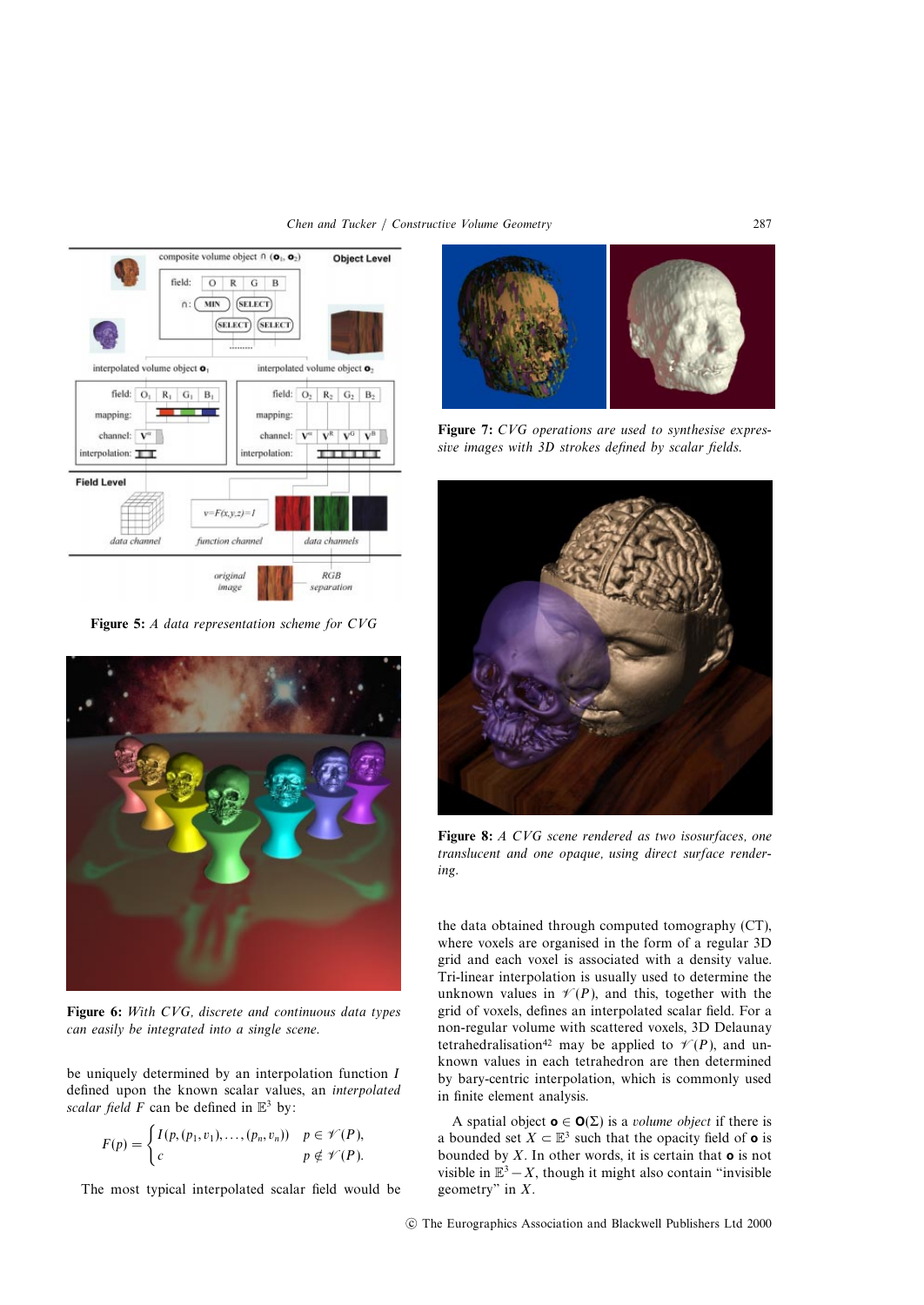Figure 5: *A data representation scheme for CVG*

Figure 6: *With CVG, discrete and continuous data types can easily be integrated into a single scene.*

be uniquely determined by an interpolation function $I$ defined upon the known scalar values, an *interpolated scalar field* $F$ can be defined in $\mathbb{E}^3$ by:

$$F(p) = \begin{cases} I(p, (p_1, v_1), \ldots, (p_n, v_n)) & p \in \mathscr{V}(P), \\ c & p \notin \mathscr{V}(P). \end{cases}$$

The most typical interpolated scalar field would be

Figure 7: *CVG operations are used to synthesise expressive images with 3D strokes defined by scalar fields.*

Figure 8: *A CVG scene rendered as two isosurfaces, one translucent and one opaque, using direct surface rendering.*

the data obtained through computed tomography (CT), where voxels are organised in the form of a regular 3D grid and each voxel is associated with a density value. Tri-linear interpolation is usually used to determine the unknown values in $\mathscr{V}(P)$, and this, together with the grid of voxels, defines an interpolated scalar field. For a non-regular volume with scattered voxels, 3D Delaunay tetrahedralisation[42] may be applied to $\mathscr{V}(P)$, and unknown values in each tetrahedron are then determined by bary-centric interpolation, which is commonly used in finite element analysis.

A spatial object $\mathbf{o} \in \mathbf{O}(\Sigma)$ is a *volume object* if there is a bounded set $X \subset \mathbb{E}^3$ such that the opacity field of $\mathbf{o}$ is bounded by $X$. In other words, it is certain that $\mathbf{o}$ is not visible in $\mathbb{E}^3 - X$, though it might also contain "invisible geometry" in $X$.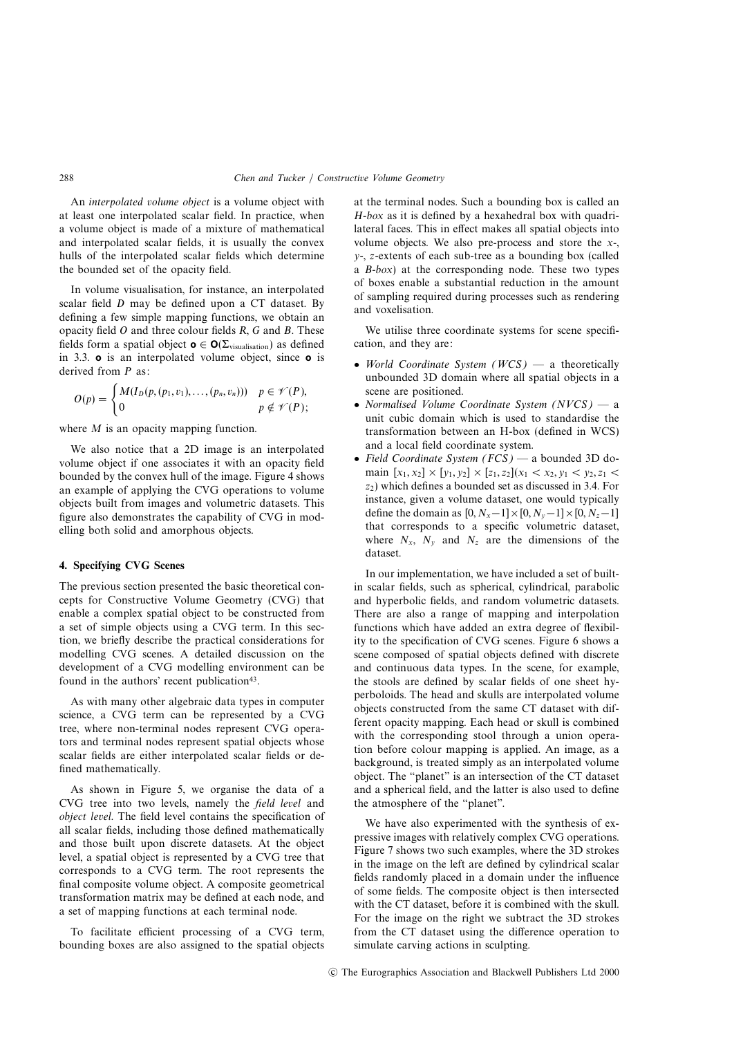An *interpolated volume object* is a volume object with at least one interpolated scalar field. In practice, when a volume object is made of a mixture of mathematical and interpolated scalar fields, it is usually the convex hulls of the interpolated scalar fields which determine the bounded set of the opacity field.

In volume visualisation, for instance, an interpolated scalar field $D$ may be defined upon a CT dataset. By defining a few simple mapping functions, we obtain an opacity field $O$ and three colour fields $R$, $G$ and $B$. These fields form a spatial object $\mathbf{o} \in \mathbf{O}(\Sigma_{\text{visualisation}})$ as defined in 3.3. $\mathbf{o}$ is an interpolated volume object, since $\mathbf{o}$ is derived from $P$ as:

$$O(p) = \begin{cases} M(I_D(p, (p_1, v_1), \ldots, (p_n, v_n))) & p \in \mathscr{V}(P), \\ 0 & p \notin \mathscr{V}(P); \end{cases}$$

where $M$ is an opacity mapping function.

We also notice that a 2D image is an interpolated volume object if one associates it with an opacity field bounded by the convex hull of the image. Figure 4 shows an example of applying the CVG operations to volume objects built from images and volumetric datasets. This figure also demonstrates the capability of CVG in modelling both solid and amorphous objects.

## 4. Specifying CVG Scenes

The previous section presented the basic theoretical concepts for Constructive Volume Geometry (CVG) that enable a complex spatial object to be constructed from a set of simple objects using a CVG term. In this section, we briefly describe the practical considerations for modelling CVG scenes. A detailed discussion on the development of a CVG modelling environment can be found in the authors' recent publication[43].

As with many other algebraic data types in computer science, a CVG term can be represented by a CVG tree, where non-terminal nodes represent CVG operators and terminal nodes represent spatial objects whose scalar fields are either interpolated scalar fields or defined mathematically.

As shown in Figure 5, we organise the data of a CVG tree into two levels, namely the *field level* and *object level*. The field level contains the specification of all scalar fields, including those defined mathematically and those built upon discrete datasets. At the object level, a spatial object is represented by a CVG tree that corresponds to a CVG term. The root represents the final composite volume object. A composite geometrical transformation matrix may be defined at each node, and a set of mapping functions at each terminal node.

To facilitate efficient processing of a CVG term, bounding boxes are also assigned to the spatial objects at the terminal nodes. Such a bounding box is called an *H-box* as it is defined by a hexahedral box with quadrilateral faces. This in effect makes all spatial objects into volume objects. We also pre-process and store the $x$-, $y$-, $z$-extents of each sub-tree as a bounding box (called a *B-box*) at the corresponding node. These two types of boxes enable a substantial reduction in the amount of sampling required during processes such as rendering and voxelisation.

We utilise three coordinate systems for scene specification, and they are:

- *World Coordinate System (WCS)* — a theoretically unbounded 3D domain where all spatial objects in a scene are positioned.
- *Normalised Volume Coordinate System (NVCS)* — a unit cubic domain which is used to standardise the transformation between an H-box (defined in WCS) and a local field coordinate system.
- *Field Coordinate System (FCS)* — a bounded 3D domain $[x_1, x_2] \times [y_1, y_2] \times [z_1, z_2] (x_1 < x_2, y_1 < y_2, z_1 < z_2)$ which defines a bounded set as discussed in 3.4. For instance, given a volume dataset, one would typically define the domain as $[0, N_x - 1] \times [0, N_y - 1] \times [0, N_z - 1]$ that corresponds to a specific volumetric dataset, where $N_x$, $N_y$ and $N_z$ are the dimensions of the dataset.

In our implementation, we have included a set of built-in scalar fields, such as spherical, cylindrical, parabolic and hyperbolic fields, and random volumetric datasets. There are also a range of mapping and interpolation functions which have added an extra degree of flexibility to the specification of CVG scenes. Figure 6 shows a scene composed of spatial objects defined with discrete and continuous data types. In the scene, for example, the stools are defined by scalar fields of one sheet hyperboloids. The head and skulls are interpolated volume objects constructed from the same CT dataset with different opacity mapping. Each head or skull is combined with the corresponding stool through a union operation before colour mapping is applied. An image, as a background, is treated simply as an interpolated volume object. The "planet" is an intersection of the CT dataset and a spherical field, and the latter is also used to define the atmosphere of the "planet".

We have also experimented with the synthesis of expressive images with relatively complex CVG operations. Figure 7 shows two such examples, where the 3D strokes in the image on the left are defined by cylindrical scalar fields randomly placed in a domain under the influence of some fields. The composite object is then intersected with the CT dataset, before it is combined with the skull. For the image on the right we subtract the 3D strokes from the CT dataset using the difference operation to simulate carving actions in sculpting.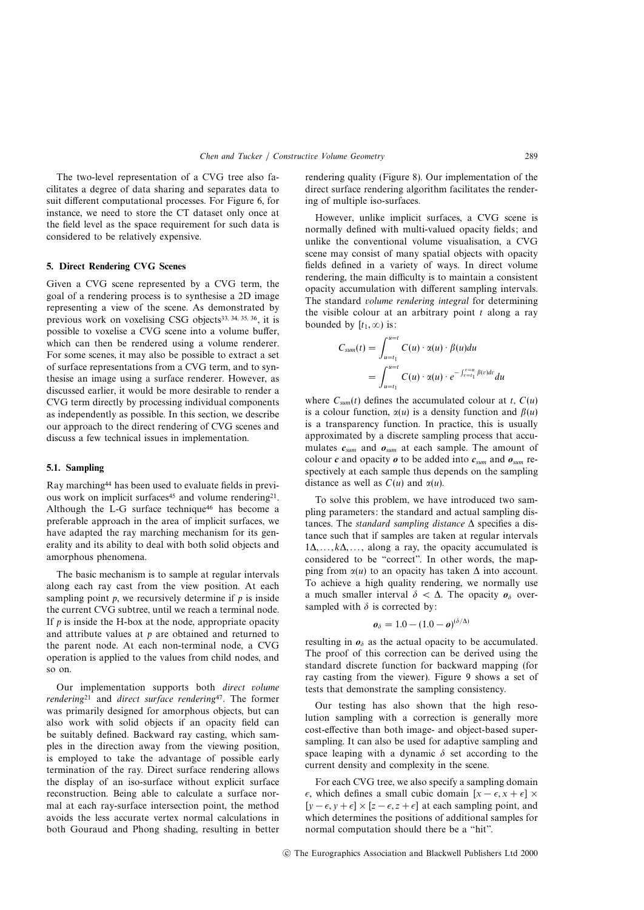The two-level representation of a CVG tree also facilitates a degree of data sharing and separates data to suit different computational processes. For Figure 6, for instance, we need to store the CT dataset only once at the field level as the space requirement for such data is considered to be relatively expensive.

## 5. Direct Rendering CVG Scenes

Given a CVG scene represented by a CVG term, the goal of a rendering process is to synthesise a 2D image representing a view of the scene. As demonstrated by previous work on voxelising CSG objects[33, 34, 35, 36], it is possible to voxelise a CVG scene into a volume buffer, which can then be rendered using a volume renderer. For some scenes, it may also be possible to extract a set of surface representations from a CVG term, and to synthesise an image using a surface renderer. However, as discussed earlier, it would be more desirable to render a CVG term directly by processing individual components as independently as possible. In this section, we describe our approach to the direct rendering of CVG scenes and discuss a few technical issues in implementation.

### 5.1. Sampling

Ray marching[44] has been used to evaluate fields in previous work on implicit surfaces[45] and volume rendering[21]. Although the L-G surface technique[46] has become a preferable approach in the area of implicit surfaces, we have adapted the ray marching mechanism for its generality and its ability to deal with both solid objects and amorphous phenomena.

The basic mechanism is to sample at regular intervals along each ray cast from the view position. At each sampling point $p$, we recursively determine if $p$ is inside the current CVG subtree, until we reach a terminal node. If $p$ is inside the H-box at the node, appropriate opacity and attribute values at $p$ are obtained and returned to the parent node. At each non-terminal node, a CVG operation is applied to the values from child nodes, and so on.

Our implementation supports both *direct volume rendering*[21] and *direct surface rendering*[47]. The former was primarily designed for amorphous objects, but can also work with solid objects if an opacity field can be suitably defined. Backward ray casting, which samples in the direction away from the viewing position, is employed to take the advantage of possible early termination of the ray. Direct surface rendering allows the display of an iso-surface without explicit surface reconstruction. Being able to calculate a surface normal at each ray-surface intersection point, the method avoids the less accurate vertex normal calculations in both Gouraud and Phong shading, resulting in better rendering quality (Figure 8). Our implementation of the direct surface rendering algorithm facilitates the rendering of multiple iso-surfaces.

However, unlike implicit surfaces, a CVG scene is normally defined with multi-valued opacity fields; and unlike the conventional volume visualisation, a CVG scene may consist of many spatial objects with opacity fields defined in a variety of ways. In direct volume rendering, the main difficulty is to maintain a consistent opacity accumulation with different sampling intervals. The standard *volume rendering integral* for determining the visible colour at an arbitrary point $t$ along a ray bounded by $[t_1, \infty)$ is:

$$
\begin{aligned}
C_{sum}(t) &= \int_{u=t_1}^{u=t} C(u) \cdot \alpha(u) \cdot \beta(u) du \\
&= \int_{u=t_1}^{u=t} C(u) \cdot \alpha(u) \cdot e^{-\int_{v=t_1}^{v=u} \beta(v) dv} du
\end{aligned}
$$

where $C_{sum}(t)$ defines the accumulated colour at $t$, $C(u)$ is a colour function, $\alpha(u)$ is a density function and $\beta(u)$ is a transparency function. In practice, this is usually approximated by a discrete sampling process that accumulates $\boldsymbol{c}_{sum}$ and $\boldsymbol{o}_{sum}$ at each sample. The amount of colour $\boldsymbol{c}$ and opacity $\boldsymbol{o}$ to be added into $\boldsymbol{c}_{sum}$ and $\boldsymbol{o}_{sum}$ respectively at each sample thus depends on the sampling distance as well as $C(u)$ and $\alpha(u)$.

To solve this problem, we have introduced two sampling parameters: the standard and actual sampling distances. The *standard sampling distance* $\Delta$ specifies a distance such that if samples are taken at regular intervals $1\Delta, \ldots, k\Delta, \ldots,$ along a ray, the opacity accumulated is considered to be "correct". In other words, the mapping from $\alpha(u)$ to an opacity has taken $\Delta$ into account. To achieve a high quality rendering, we normally use a much smaller interval $\delta < \Delta$. The opacity $\boldsymbol{o}_\delta$ oversampled with $\delta$ is corrected by:

$$
\boldsymbol{o}_\delta = 1.0 - (1.0 - \boldsymbol{o})^{(\delta/\Delta)}
$$

resulting in $\boldsymbol{o}_\delta$ as the actual opacity to be accumulated. The proof of this correction can be derived using the standard discrete function for backward mapping (for ray casting from the viewer). Figure 9 shows a set of tests that demonstrate the sampling consistency.

Our testing has also shown that the high resolution sampling with a correction is generally more cost-effective than both image- and object-based supersampling. It can also be used for adaptive sampling and space leaping with a dynamic $\delta$ set according to the current density and complexity in the scene.

For each CVG tree, we also specify a sampling domain $\epsilon$, which defines a small cubic domain $[x - \epsilon, x + \epsilon] \times [y - \epsilon, y + \epsilon] \times [z - \epsilon, z + \epsilon]$ at each sampling point, and which determines the positions of additional samples for normal computation should there be a "hit".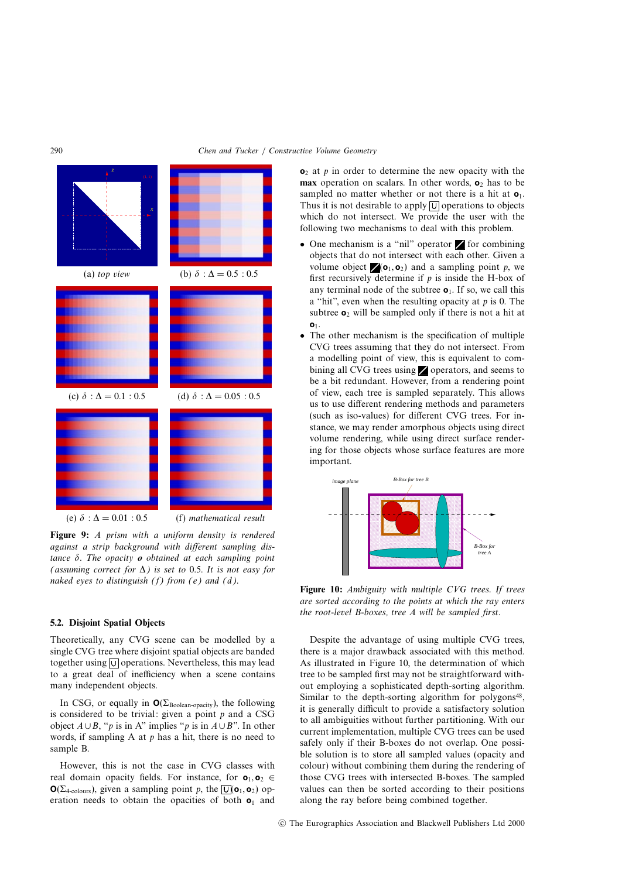(a) *top view*

(b) $\delta : \Delta = 0.5 : 0.5$

(c) $\delta : \Delta = 0.1 : 0.5$

(d) $\delta : \Delta = 0.05 : 0.5$

(e) $\delta : \Delta = 0.01 : 0.5$

(f) *mathematical result*

**Figure 9:** *A prism with a uniform density is rendered against a strip background with different sampling distance* $\delta$*. The opacity* $\boldsymbol{o}$ *obtained at each sampling point (assuming correct for* $\Delta$*) is set to* 0.5*. It is not easy for naked eyes to distinguish (f) from (e) and (d).*

### 5.2. Disjoint Spatial Objects

Theoretically, any CVG scene can be modelled by a single CVG tree where disjoint spatial objects are banded together using $\boxed{\cup}$ operations. Nevertheless, this may lead to a great deal of inefficiency when a scene contains many independent objects.

In CSG, or equally in $\mathbf{O}(\Sigma_{\text{Boolean-opacity}})$, the following is considered to be trivial: given a point $p$ and a CSG object $A \cup B$, "$p$ is in A" implies "$p$ is in $A \cup B$". In other words, if sampling A at $p$ has a hit, there is no need to sample B.

However, this is not the case in CVG classes with real domain opacity fields. For instance, for $\mathbf{o}_1, \mathbf{o}_2 \in \mathbf{O}(\Sigma_{\text{4-colours}})$, given a sampling point $p$, the $\boxed{\cup}(\mathbf{o}_1, \mathbf{o}_2)$ operation needs to obtain the opacities of both $\mathbf{o}_1$ and $\mathbf{o}_2$ at $p$ in order to determine the new opacity with the **max** operation on scalars. In other words, $\mathbf{o}_2$ has to be sampled no matter whether or not there is a hit at $\mathbf{o}_1$. Thus it is not desirable to apply $\boxed{\cup}$ operations to objects which do not intersect. We provide the user with the following two mechanisms to deal with this problem.

- One mechanism is a "nil" operator ◪ for combining objects that do not intersect with each other. Given a volume object ◪$(\mathbf{o}_1, \mathbf{o}_2)$ and a sampling point $p$, we first recursively determine if $p$ is inside the H-box of any terminal node of the subtree $\mathbf{o}_1$. If so, we call this a "hit", even when the resulting opacity at $p$ is 0. The subtree $\mathbf{o}_2$ will be sampled only if there is not a hit at $\mathbf{o}_1$.
- The other mechanism is the specification of multiple CVG trees assuming that they do not intersect. From a modelling point of view, this is equivalent to combining all CVG trees using ◪ operators, and seems to be a bit redundant. However, from a rendering point of view, each tree is sampled separately. This allows us to use different rendering methods and parameters (such as iso-values) for different CVG trees. For instance, we may render amorphous objects using direct volume rendering, while using direct surface rendering for those objects whose surface features are more important.

**Figure 10:** *Ambiguity with multiple CVG trees. If trees are sorted according to the points at which the ray enters the root-level B-boxes, tree A will be sampled first.*

Despite the advantage of using multiple CVG trees, there is a major drawback associated with this method. As illustrated in Figure 10, the determination of which tree to be sampled first may not be straightforward without employing a sophisticated depth-sorting algorithm. Similar to the depth-sorting algorithm for polygons[48], it is generally difficult to provide a satisfactory solution to all ambiguities without further partitioning. With our current implementation, multiple CVG trees can be used safely only if their B-boxes do not overlap. One possible solution is to store all sampled values (opacity and colour) without combining them during the rendering of those CVG trees with intersected B-boxes. The sampled values can then be sorted according to their positions along the ray before being combined together.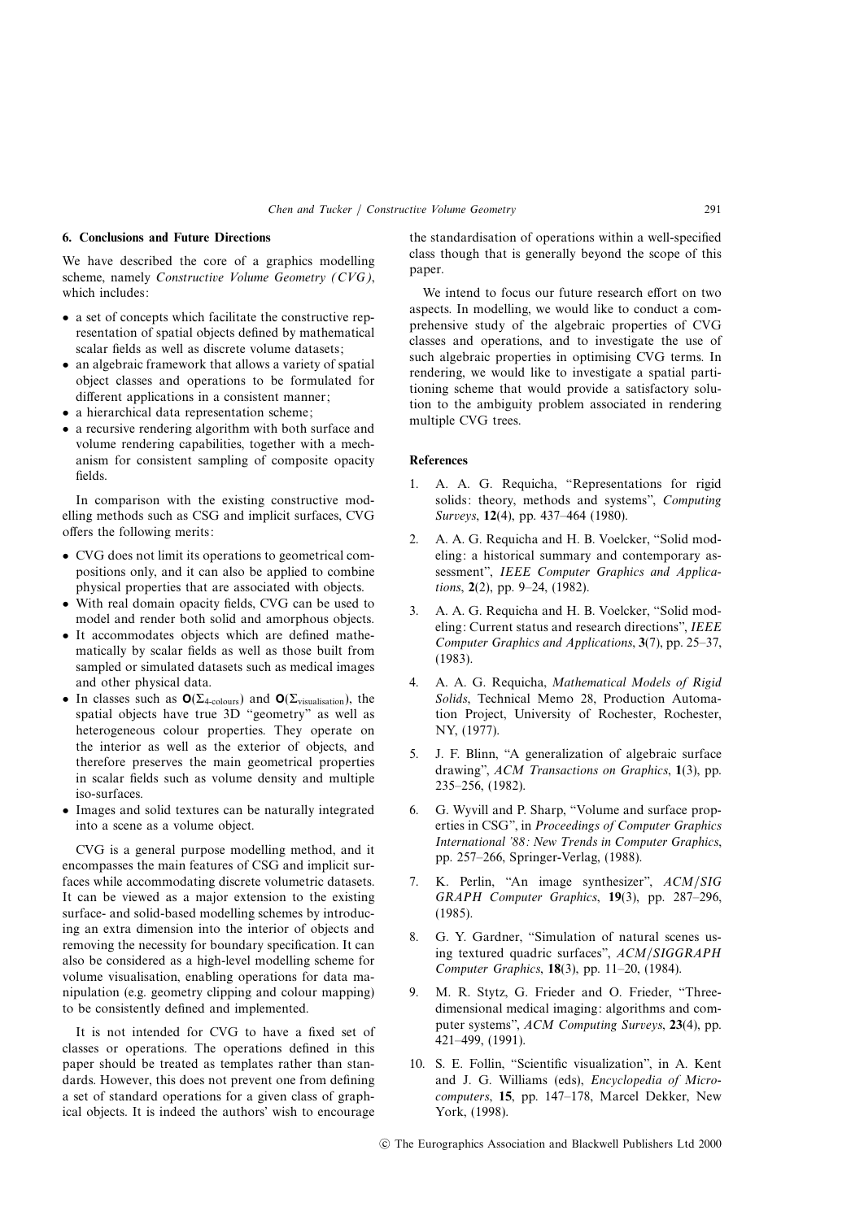## 6. Conclusions and Future Directions

We have described the core of a graphics modelling scheme, namely *Constructive Volume Geometry (CVG)*, which includes:

- a set of concepts which facilitate the constructive representation of spatial objects defined by mathematical scalar fields as well as discrete volume datasets;
- an algebraic framework that allows a variety of spatial object classes and operations to be formulated for different applications in a consistent manner;
- a hierarchical data representation scheme;
- a recursive rendering algorithm with both surface and volume rendering capabilities, together with a mechanism for consistent sampling of composite opacity fields.

In comparison with the existing constructive modelling methods such as CSG and implicit surfaces, CVG offers the following merits:

- CVG does not limit its operations to geometrical compositions only, and it can also be applied to combine physical properties that are associated with objects.
- With real domain opacity fields, CVG can be used to model and render both solid and amorphous objects.
- It accommodates objects which are defined mathematically by scalar fields as well as those built from sampled or simulated datasets such as medical images and other physical data.
- In classes such as $\mathbf{O}(\Sigma_{\text{4-colours}})$ and $\mathbf{O}(\Sigma_{\text{visualisation}})$, the spatial objects have true 3D "geometry" as well as heterogeneous colour properties. They operate on the interior as well as the exterior of objects, and therefore preserves the main geometrical properties in scalar fields such as volume density and multiple iso-surfaces.
- Images and solid textures can be naturally integrated into a scene as a volume object.

CVG is a general purpose modelling method, and it encompasses the main features of CSG and implicit surfaces while accommodating discrete volumetric datasets. It can be viewed as a major extension to the existing surface- and solid-based modelling schemes by introducing an extra dimension into the interior of objects and removing the necessity for boundary specification. It can also be considered as a high-level modelling scheme for volume visualisation, enabling operations for data manipulation (e.g. geometry clipping and colour mapping) to be consistently defined and implemented.

It is not intended for CVG to have a fixed set of classes or operations. The operations defined in this paper should be treated as templates rather than standards. However, this does not prevent one from defining a set of standard operations for a given class of graphical objects. It is indeed the authors' wish to encourage the standardisation of operations within a well-specified class though that is generally beyond the scope of this paper.

We intend to focus our future research effort on two aspects. In modelling, we would like to conduct a comprehensive study of the algebraic properties of CVG classes and operations, and to investigate the use of such algebraic properties in optimising CVG terms. In rendering, we would like to investigate a spatial partitioning scheme that would provide a satisfactory solution to the ambiguity problem associated in rendering multiple CVG trees.

## References

1. A. A. G. Requicha, "Representations for rigid solids: theory, methods and systems", *Computing Surveys*, **12**(4), pp. 437–464 (1980).
2. A. A. G. Requicha and H. B. Voelcker, "Solid modeling: a historical summary and contemporary assessment", *IEEE Computer Graphics and Applications*, **2**(2), pp. 9–24, (1982).
3. A. A. G. Requicha and H. B. Voelcker, "Solid modeling: Current status and research directions", *IEEE Computer Graphics and Applications*, **3**(7), pp. 25–37, (1983).
4. A. A. G. Requicha, *Mathematical Models of Rigid Solids*, Technical Memo 28, Production Automation Project, University of Rochester, Rochester, NY, (1977).
5. J. F. Blinn, "A generalization of algebraic surface drawing", *ACM Transactions on Graphics*, **1**(3), pp. 235–256, (1982).
6. G. Wyvill and P. Sharp, "Volume and surface properties in CSG", in *Proceedings of Computer Graphics International '88: New Trends in Computer Graphics*, pp. 257–266, Springer-Verlag, (1988).
7. K. Perlin, "An image synthesizer", *ACM/SIG GRAPH Computer Graphics*, **19**(3), pp. 287–296, (1985).
8. G. Y. Gardner, "Simulation of natural scenes using textured quadric surfaces", *ACM/SIGGRAPH Computer Graphics*, **18**(3), pp. 11–20, (1984).
9. M. R. Stytz, G. Frieder and O. Frieder, "Three-dimensional medical imaging: algorithms and computer systems", *ACM Computing Surveys*, **23**(4), pp. 421–499, (1991).
10. S. E. Follin, "Scientific visualization", in A. Kent and J. G. Williams (eds), *Encyclopedia of Microcomputers*, **15**, pp. 147–178, Marcel Dekker, New York, (1998).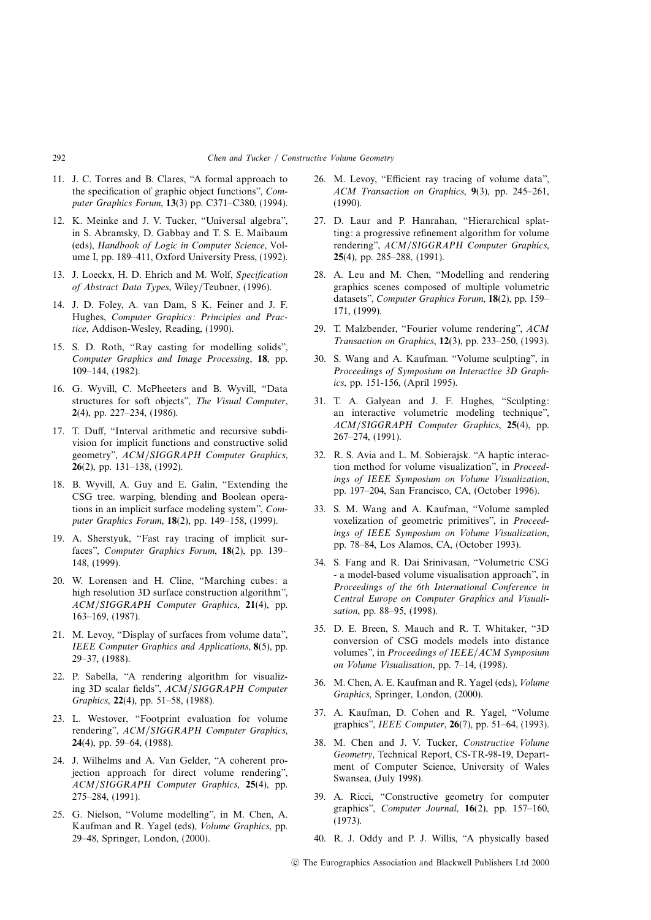11. J. C. Torres and B. Clares, "A formal approach to the specification of graphic object functions", *Computer Graphics Forum*, **13**(3) pp. C371–C380, (1994).

12. K. Meinke and J. V. Tucker, "Universal algebra", in S. Abramsky, D. Gabbay and T. S. E. Maibaum (eds), *Handbook of Logic in Computer Science*, Volume I, pp. 189–411, Oxford University Press, (1992).

13. J. Loeckx, H. D. Ehrich and M. Wolf, *Specification of Abstract Data Types*, Wiley/Teubner, (1996).

14. J. D. Foley, A. van Dam, S K. Feiner and J. F. Hughes, *Computer Graphics: Principles and Practice*, Addison-Wesley, Reading, (1990).

15. S. D. Roth, "Ray casting for modelling solids", *Computer Graphics and Image Processing*, **18**, pp. 109–144, (1982).

16. G. Wyvill, C. McPheeters and B. Wyvill, "Data structures for soft objects", *The Visual Computer*, **2**(4), pp. 227–234, (1986).

17. T. Duff, "Interval arithmetic and recursive subdivision for implicit functions and constructive solid geometry", *ACM/SIGGRAPH Computer Graphics*, **26**(2), pp. 131–138, (1992).

18. B. Wyvill, A. Guy and E. Galin, "Extending the CSG tree. warping, blending and Boolean operations in an implicit surface modeling system", *Computer Graphics Forum*, **18**(2), pp. 149–158, (1999).

19. A. Sherstyuk, "Fast ray tracing of implicit surfaces", *Computer Graphics Forum*, **18**(2), pp. 139–148, (1999).

20. W. Lorensen and H. Cline, "Marching cubes: a high resolution 3D surface construction algorithm", *ACM/SIGGRAPH Computer Graphics*, **21**(4), pp. 163–169, (1987).

21. M. Levoy, "Display of surfaces from volume data", *IEEE Computer Graphics and Applications*, **8**(5), pp. 29–37, (1988).

22. P. Sabella, "A rendering algorithm for visualizing 3D scalar fields", *ACM/SIGGRAPH Computer Graphics*, **22**(4), pp. 51–58, (1988).

23. L. Westover, "Footprint evaluation for volume rendering", *ACM/SIGGRAPH Computer Graphics*, **24**(4), pp. 59–64, (1988).

24. J. Wilhelms and A. Van Gelder, "A coherent projection approach for direct volume rendering", *ACM/SIGGRAPH Computer Graphics*, **25**(4), pp. 275–284, (1991).

25. G. Nielson, "Volume modelling", in M. Chen, A. Kaufman and R. Yagel (eds), *Volume Graphics*, pp. 29–48, Springer, London, (2000).

26. M. Levoy, "Efficient ray tracing of volume data", *ACM Transaction on Graphics*, **9**(3), pp. 245–261, (1990).

27. D. Laur and P. Hanrahan, "Hierarchical splatting: a progressive refinement algorithm for volume rendering", *ACM/SIGGRAPH Computer Graphics*, **25**(4), pp. 285–288, (1991).

28. A. Leu and M. Chen, "Modelling and rendering graphics scenes composed of multiple volumetric datasets", *Computer Graphics Forum*, **18**(2), pp. 159–171, (1999).

29. T. Malzbender, "Fourier volume rendering", *ACM Transaction on Graphics*, **12**(3), pp. 233–250, (1993).

30. S. Wang and A. Kaufman. "Volume sculpting", in *Proceedings of Symposium on Interactive 3D Graphics*, pp. 151-156, (April 1995).

31. T. A. Galyean and J. F. Hughes, "Sculpting: an interactive volumetric modeling technique", *ACM/SIGGRAPH Computer Graphics*, **25**(4), pp. 267–274, (1991).

32. R. S. Avia and L. M. Sobierajsk. "A haptic interaction method for volume visualization", in *Proceedings of IEEE Symposium on Volume Visualization*, pp. 197–204, San Francisco, CA, (October 1996).

33. S. M. Wang and A. Kaufman, "Volume sampled voxelization of geometric primitives", in *Proceedings of IEEE Symposium on Volume Visualization*, pp. 78–84, Los Alamos, CA, (October 1993).

34. S. Fang and R. Dai Srinivasan, "Volumetric CSG - a model-based volume visualisation approach", in *Proceedings of the 6th International Conference in Central Europe on Computer Graphics and Visualisation*, pp. 88–95, (1998).

35. D. E. Breen, S. Mauch and R. T. Whitaker, "3D conversion of CSG models models into distance volumes", in *Proceedings of IEEE/ACM Symposium on Volume Visualisation*, pp. 7–14, (1998).

36. M. Chen, A. E. Kaufman and R. Yagel (eds), *Volume Graphics*, Springer, London, (2000).

37. A. Kaufman, D. Cohen and R. Yagel, "Volume graphics", *IEEE Computer*, **26**(7), pp. 51–64, (1993).

38. M. Chen and J. V. Tucker, *Constructive Volume Geometry*, Technical Report, CS-TR-98-19, Department of Computer Science, University of Wales Swansea, (July 1998).

39. A. Ricci, "Constructive geometry for computer graphics", *Computer Journal*, **16**(2), pp. 157–160, (1973).

40. R. J. Oddy and P. J. Willis, "A physically based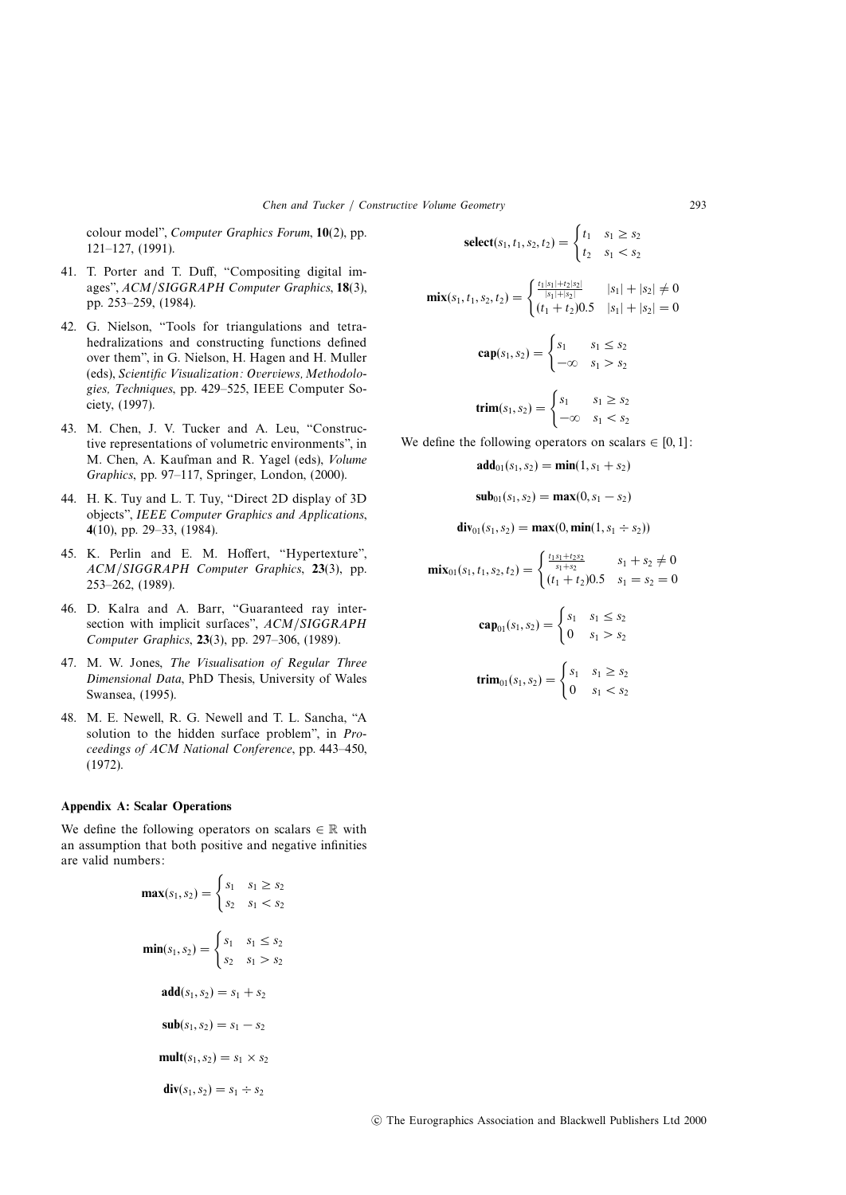colour model", *Computer Graphics Forum*, **10**(2), pp. 121–127, (1991).

41. T. Porter and T. Duff, "Compositing digital images", *ACM/SIGGRAPH Computer Graphics*, **18**(3), pp. 253–259, (1984).
42. G. Nielson, "Tools for triangulations and tetrahedralizations and constructing functions defined over them", in G. Nielson, H. Hagen and H. Muller (eds), *Scientific Visualization: Overviews, Methodologies, Techniques*, pp. 429–525, IEEE Computer Society, (1997).
43. M. Chen, J. V. Tucker and A. Leu, "Constructive representations of volumetric environments", in M. Chen, A. Kaufman and R. Yagel (eds), *Volume Graphics*, pp. 97–117, Springer, London, (2000).
44. H. K. Tuy and L. T. Tuy, "Direct 2D display of 3D objects", *IEEE Computer Graphics and Applications*, **4**(10), pp. 29–33, (1984).
45. K. Perlin and E. M. Hoffert, "Hypertexture", *ACM/SIGGRAPH Computer Graphics*, **23**(3), pp. 253–262, (1989).
46. D. Kalra and A. Barr, "Guaranteed ray intersection with implicit surfaces", *ACM/SIGGRAPH Computer Graphics*, **23**(3), pp. 297–306, (1989).
47. M. W. Jones, *The Visualisation of Regular Three Dimensional Data*, PhD Thesis, University of Wales Swansea, (1995).
48. M. E. Newell, R. G. Newell and T. L. Sancha, "A solution to the hidden surface problem", in *Proceedings of ACM National Conference*, pp. 443–450, (1972).

#### Appendix A: Scalar Operations

We define the following operators on scalars $\in \mathbb{R}$ with an assumption that both positive and negative infinities are valid numbers:

$$\mathbf{max}(s_1, s_2) = \begin{cases} s_1 & s_1 \geq s_2 \\ s_2 & s_1 < s_2 \end{cases}$$

$$\mathbf{min}(s_1, s_2) = \begin{cases} s_1 & s_1 \leq s_2 \\ s_2 & s_1 > s_2 \end{cases}$$

$$\mathbf{add}(s_1, s_2) = s_1 + s_2$$

$$\mathbf{sub}(s_1, s_2) = s_1 - s_2$$

$$\mathbf{mult}(s_1, s_2) = s_1 \times s_2$$

$$\mathbf{div}(s_1, s_2) = s_1 \div s_2$$

$$\mathbf{select}(s_1, t_1, s_2, t_2) = \begin{cases} t_1 & s_1 \geq s_2 \\ t_2 & s_1 < s_2 \end{cases}$$

$$\mathbf{mix}(s_1, t_1, s_2, t_2) = \begin{cases} \frac{t_1|s_1|+t_2|s_2|}{|s_1|+|s_2|} & |s_1| + |s_2| \neq 0 \\ (t_1 + t_2)0.5 & |s_1| + |s_2| = 0 \end{cases}$$

$$\mathbf{cap}(s_1, s_2) = \begin{cases} s_1 & s_1 \leq s_2 \\ -\infty & s_1 > s_2 \end{cases}$$

$$\mathbf{trim}(s_1, s_2) = \begin{cases} s_1 & s_1 \geq s_2 \\ -\infty & s_1 < s_2 \end{cases}$$

We define the following operators on scalars $\in [0, 1]$:

$$\mathbf{add}_{01}(s_1, s_2) = \mathbf{min}(1, s_1 + s_2)$$

$$\mathbf{sub}_{01}(s_1, s_2) = \mathbf{max}(0, s_1 - s_2)$$

$$\mathbf{div}_{01}(s_1, s_2) = \mathbf{max}(0, \mathbf{min}(1, s_1 \div s_2))$$

$$\mathbf{mix}_{01}(s_1, t_1, s_2, t_2) = \begin{cases} \frac{t_1 s_1 + t_2 s_2}{s_1 + s_2} & s_1 + s_2 \neq 0 \\ (t_1 + t_2)0.5 & s_1 = s_2 = 0 \end{cases}$$

$$\mathbf{cap}_{01}(s_1, s_2) = \begin{cases} s_1 & s_1 \leq s_2 \\ 0 & s_1 > s_2 \end{cases}$$

$$\mathbf{trim}_{01}(s_1, s_2) = \begin{cases} s_1 & s_1 \geq s_2 \\ 0 & s_1 < s_2 \end{cases}$$